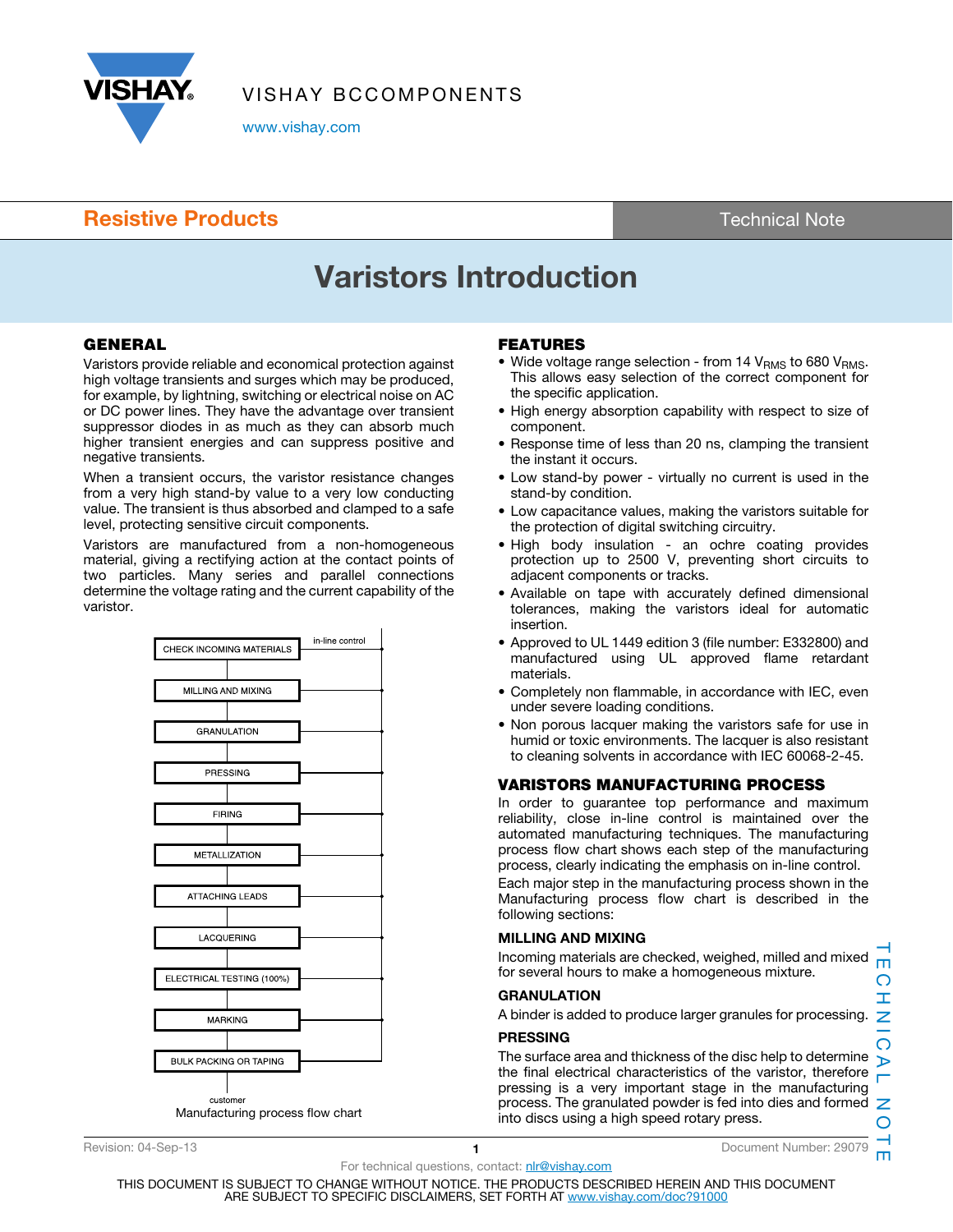# Varistors Introduction

## GENERAL

Varistors provide reliable and economical protection against high voltage transients and surges which may be produced, for example, by lightning, switching or electrical noise on AC or DC power lines. They have the advantage over transient suppressor diodes in as much as they can absorb much higher transient energies and can suppress positive and negative transients.

When a transient occurs, the varistor resistance changes from a very high stand-by value to a very low conducting value. The transient is thus absorbed and clamped to a safe level, protecting sensitive circuit components.

Varistors are manufactured from a non-homogeneous material, giving a rectifying action at the contact points of two particles. Many series and parallel connections determine the voltage rating and the current capability of the varistor.

CHECK INCOMING MATERIALS → MILLING AND MIXING → GRANULATION → PRESSING → FIRING → METALLIZATION → ATTACHING LEADS → LACQUERING → ELECTRICAL TESTING (100%) → MARKING → BULK PACKING OR TAPING → customer

(in-line control at each step)

Manufacturing process flow chart

## FEATURES

- Wide voltage range selection - from 14 $V_{RMS}$ to 680 $V_{RMS}$. This allows easy selection of the correct component for the specific application.
- High energy absorption capability with respect to size of component.
- Response time of less than 20 ns, clamping the transient the instant it occurs.
- Low stand-by power - virtually no current is used in the stand-by condition.
- Low capacitance values, making the varistors suitable for the protection of digital switching circuitry.
- High body insulation - an ochre coating provides protection up to 2500 V, preventing short circuits to adjacent components or tracks.
- Available on tape with accurately defined dimensional tolerances, making the varistors ideal for automatic insertion.
- Approved to UL 1449 edition 3 (file number: E332800) and manufactured using UL approved flame retardant materials.
- Completely non flammable, in accordance with IEC, even under severe loading conditions.
- Non porous lacquer making the varistors safe for use in humid or toxic environments. The lacquer is also resistant to cleaning solvents in accordance with IEC 60068-2-45.

## VARISTORS MANUFACTURING PROCESS

In order to guarantee top performance and maximum reliability, close in-line control is maintained over the automated manufacturing techniques. The manufacturing process flow chart shows each step of the manufacturing process, clearly indicating the emphasis on in-line control.

Each major step in the manufacturing process shown in the Manufacturing process flow chart is described in the following sections:

### MILLING AND MIXING

Incoming materials are checked, weighed, milled and mixed for several hours to make a homogeneous mixture.

### GRANULATION

A binder is added to produce larger granules for processing.

### PRESSING

The surface area and thickness of the disc help to determine the final electrical characteristics of the varistor, therefore pressing is a very important stage in the manufacturing process. The granulated powder is fed into dies and formed into discs using a high speed rotary press.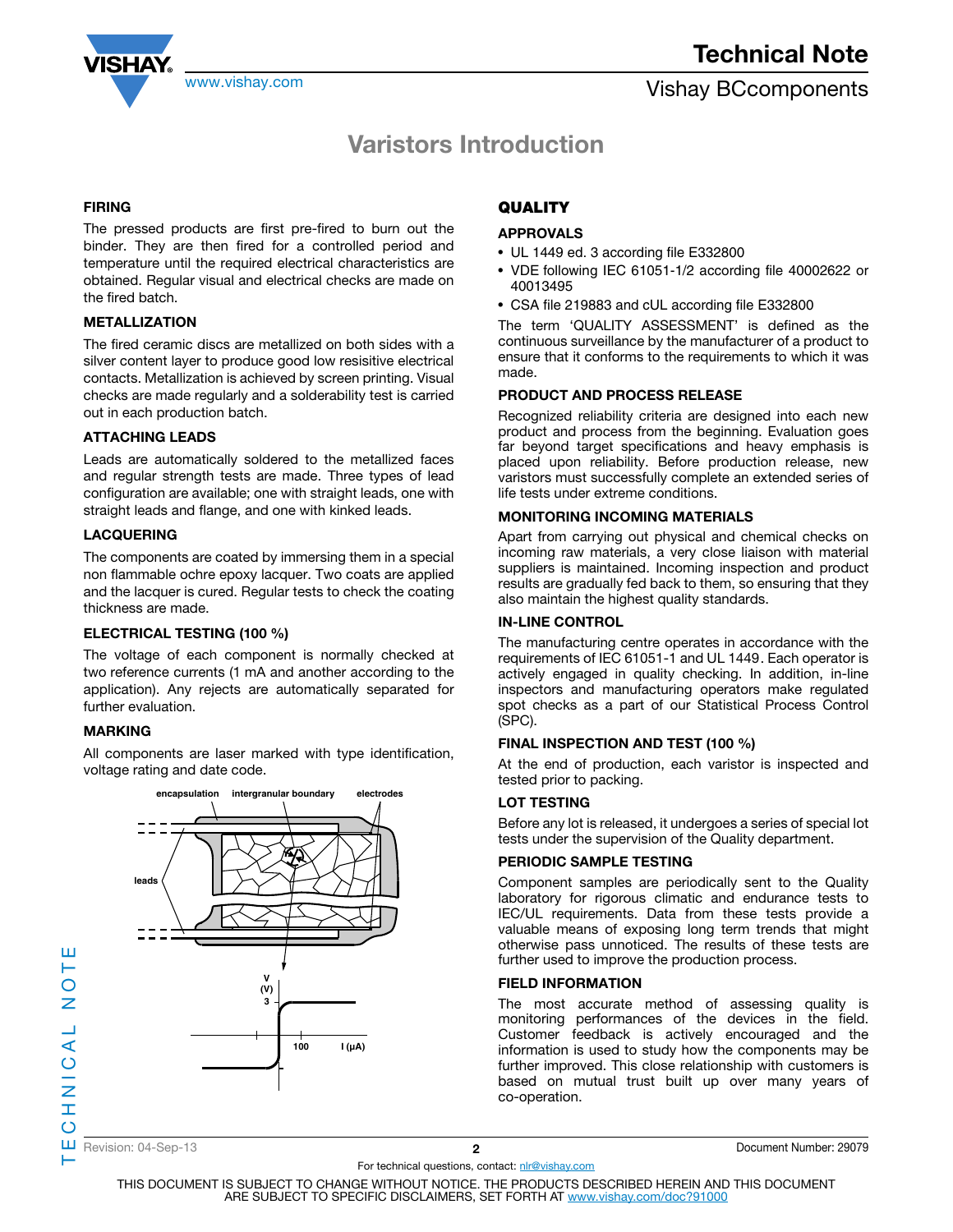### FIRING

The pressed products are first pre-fired to burn out the binder. They are then fired for a controlled period and temperature until the required electrical characteristics are obtained. Regular visual and electrical checks are made on the fired batch.

### METALLIZATION

The fired ceramic discs are metallized on both sides with a silver content layer to produce good low resisitive electrical contacts. Metallization is achieved by screen printing. Visual checks are made regularly and a solderability test is carried out in each production batch.

### ATTACHING LEADS

Leads are automatically soldered to the metallized faces and regular strength tests are made. Three types of lead configuration are available; one with straight leads, one with straight leads and flange, and one with kinked leads.

### LACQUERING

The components are coated by immersing them in a special non flammable ochre epoxy lacquer. Two coats are applied and the lacquer is cured. Regular tests to check the coating thickness are made.

### ELECTRICAL TESTING (100 %)

The voltage of each component is normally checked at two reference currents (1 mA and another according to the application). Any rejects are automatically separated for further evaluation.

### MARKING

All components are laser marked with type identification, voltage rating and date code.

## QUALITY

### APPROVALS

- UL 1449 ed. 3 according file E332800
- VDE following IEC 61051-1/2 according file 40002622 or 40013495
- CSA file 219883 and cUL according file E332800

The term 'QUALITY ASSESSMENT' is defined as the continuous surveillance by the manufacturer of a product to ensure that it conforms to the requirements to which it was made.

### PRODUCT AND PROCESS RELEASE

Recognized reliability criteria are designed into each new product and process from the beginning. Evaluation goes far beyond target specifications and heavy emphasis is placed upon reliability. Before production release, new varistors must successfully complete an extended series of life tests under extreme conditions.

### MONITORING INCOMING MATERIALS

Apart from carrying out physical and chemical checks on incoming raw materials, a very close liaison with material suppliers is maintained. Incoming inspection and product results are gradually fed back to them, so ensuring that they also maintain the highest quality standards.

### IN-LINE CONTROL

The manufacturing centre operates in accordance with the requirements of IEC 61051-1 and UL 1449. Each operator is actively engaged in quality checking. In addition, in-line inspectors and manufacturing operators make regulated spot checks as a part of our Statistical Process Control (SPC).

### FINAL INSPECTION AND TEST (100 %)

At the end of production, each varistor is inspected and tested prior to packing.

### LOT TESTING

Before any lot is released, it undergoes a series of special lot tests under the supervision of the Quality department.

### PERIODIC SAMPLE TESTING

Component samples are periodically sent to the Quality laboratory for rigorous climatic and endurance tests to IEC/UL requirements. Data from these tests provide a valuable means of exposing long term trends that might otherwise pass unnoticed. The results of these tests are further used to improve the production process.

### FIELD INFORMATION

The most accurate method of assessing quality is monitoring performances of the devices in the field. Customer feedback is actively encouraged and the information is used to study how the components may be further improved. This close relationship with customers is based on mutual trust built up over many years of co-operation.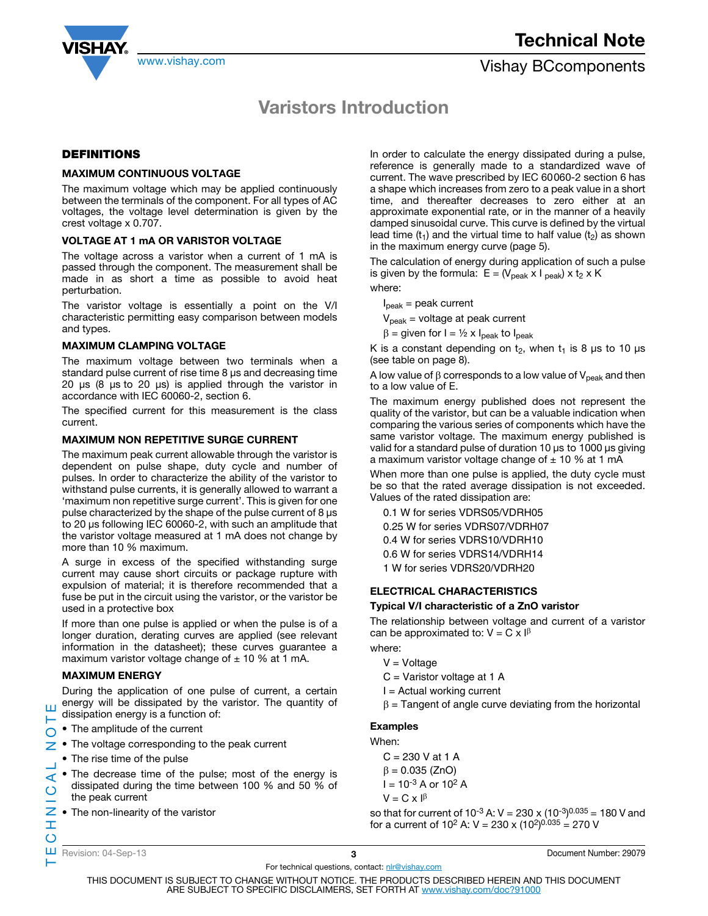# Varistors Introduction

## DEFINITIONS

### MAXIMUM CONTINUOUS VOLTAGE

The maximum voltage which may be applied continuously between the terminals of the component. For all types of AC voltages, the voltage level determination is given by the crest voltage x 0.707.

### VOLTAGE AT 1 mA OR VARISTOR VOLTAGE

The voltage across a varistor when a current of 1 mA is passed through the component. The measurement shall be made in as short a time as possible to avoid heat perturbation.

The varistor voltage is essentially a point on the V/I characteristic permitting easy comparison between models and types.

### MAXIMUM CLAMPING VOLTAGE

The maximum voltage between two terminals when a standard pulse current of rise time 8 µs and decreasing time 20 µs (8 µs to 20 µs) is applied through the varistor in accordance with IEC 60060-2, section 6.

The specified current for this measurement is the class current.

### MAXIMUM NON REPETITIVE SURGE CURRENT

The maximum peak current allowable through the varistor is dependent on pulse shape, duty cycle and number of pulses. In order to characterize the ability of the varistor to withstand pulse currents, it is generally allowed to warrant a 'maximum non repetitive surge current'. This is given for one pulse characterized by the shape of the pulse current of 8 µs to 20 µs following IEC 60060-2, with such an amplitude that the varistor voltage measured at 1 mA does not change by more than 10 % maximum.

A surge in excess of the specified withstanding surge current may cause short circuits or package rupture with expulsion of material; it is therefore recommended that a fuse be put in the circuit using the varistor, or the varistor be used in a protective box

If more than one pulse is applied or when the pulse is of a longer duration, derating curves are applied (see relevant information in the datasheet); these curves guarantee a maximum varistor voltage change of ± 10 % at 1 mA.

### MAXIMUM ENERGY

During the application of one pulse of current, a certain energy will be dissipated by the varistor. The quantity of dissipation energy is a function of:

- The amplitude of the current
- The voltage corresponding to the peak current
- The rise time of the pulse
- The decrease time of the pulse; most of the energy is dissipated during the time between 100 % and 50 % of the peak current
- The non-linearity of the varistor

In order to calculate the energy dissipated during a pulse, reference is generally made to a standardized wave of current. The wave prescribed by IEC 60060-2 section 6 has a shape which increases from zero to a peak value in a short time, and thereafter decreases to zero either at an approximate exponential rate, or in the manner of a heavily damped sinusoidal curve. This curve is defined by the virtual lead time ($t_1$) and the virtual time to half value ($t_2$) as shown in the maximum energy curve (page 5).

The calculation of energy during application of such a pulse is given by the formula: $E = (V_{peak} \times I_{peak}) \times t_2 \times K$

where:

$I_{peak}$ = peak current

$V_{peak}$ = voltage at peak current

$\beta$ = given for $I = ½ \times I_{peak}$ to $I_{peak}$

K is a constant depending on $t_2$, when $t_1$ is 8 µs to 10 µs (see table on page 8).

A low value of $\beta$ corresponds to a low value of $V_{peak}$ and then to a low value of E.

The maximum energy published does not represent the quality of the varistor, but can be a valuable indication when comparing the various series of components which have the same varistor voltage. The maximum energy published is valid for a standard pulse of duration 10 µs to 1000 µs giving a maximum varistor voltage change of ± 10 % at 1 mA

When more than one pulse is applied, the duty cycle must be so that the rated average dissipation is not exceeded. Values of the rated dissipation are:

0.1 W for series VDRS05/VDRH05

0.25 W for series VDRS07/VDRH07

0.4 W for series VDRS10/VDRH10

0.6 W for series VDRS14/VDRH14

1 W for series VDRS20/VDRH20

## ELECTRICAL CHARACTERISTICS

### Typical V/I characteristic of a ZnO varistor

The relationship between voltage and current of a varistor can be approximated to: $V = C \times I^{\beta}$

where:

V = Voltage

C = Varistor voltage at 1 A

I = Actual working current

$\beta$ = Tangent of angle curve deviating from the horizontal

### Examples

When:

C = 230 V at 1 A

$\beta$ = 0.035 (ZnO)

$I = 10^{-3}$ A or $10^2$ A

$V = C \times I^{\beta}$

so that for current of $10^{-3}$ A: $V = 230 \times (10^{-3})^{0.035} = 180$ V and for a current of $10^2$ A: $V = 230 \times (10^2)^{0.035} = 270$ V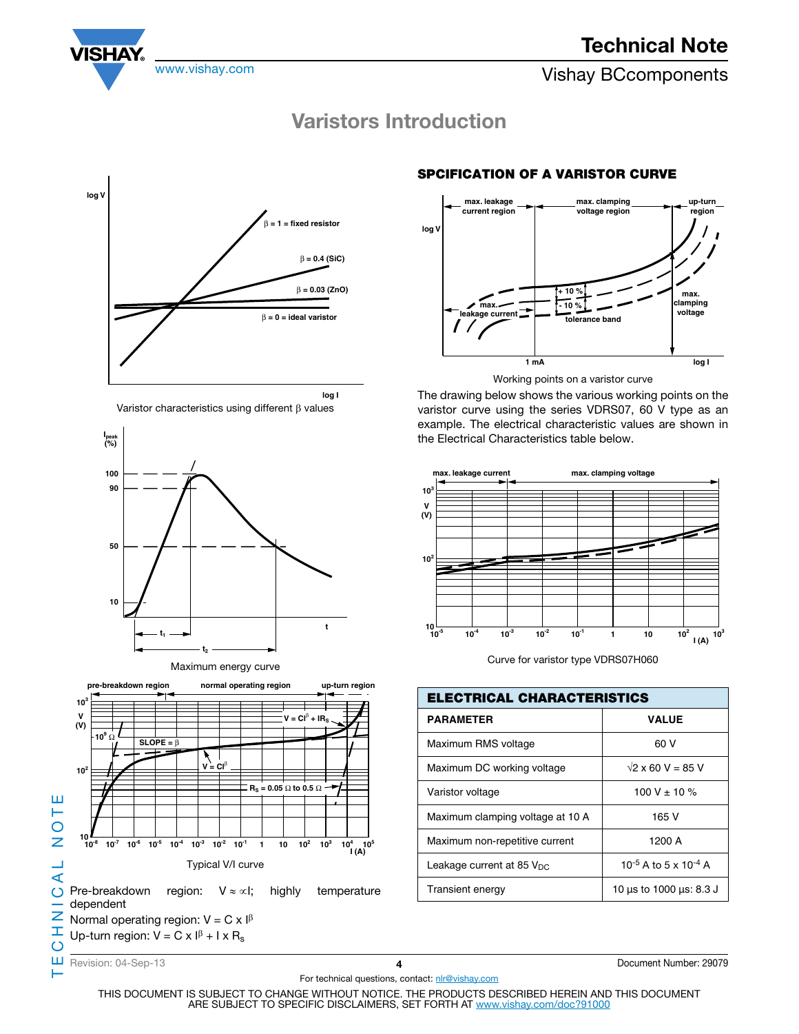# Varistors Introduction

Varistor characteristics using different β values

Maximum energy curve

Typical V/I curve

Pre-breakdown region: $V \approx \propto I$; highly temperature dependent

Normal operating region: $V = C \times I^{\beta}$

Up-turn region: $V = C \times I^{\beta} + I \times R_S$

## SPCIFICATION OF A VARISTOR CURVE

Working points on a varistor curve

The drawing below shows the various working points on the varistor curve using the series VDRS07, 60 V type as an example. The electrical characteristic values are shown in the Electrical Characteristics table below.

Curve for varistor type VDRS07H060

| ELECTRICAL CHARACTERISTICS | |
|---|---|
| **PARAMETER** | **VALUE** |
| Maximum RMS voltage | 60 V |
| Maximum DC working voltage | $\sqrt{2} \times 60$ V = 85 V |
| Varistor voltage | 100 V ± 10 % |
| Maximum clamping voltage at 10 A | 165 V |
| Maximum non-repetitive current | 1200 A |
| Leakage current at 85 $V_{DC}$ | $10^{-5}$ A to $5 \times 10^{-4}$ A |
| Transient energy | 10 µs to 1000 µs: 8.3 J |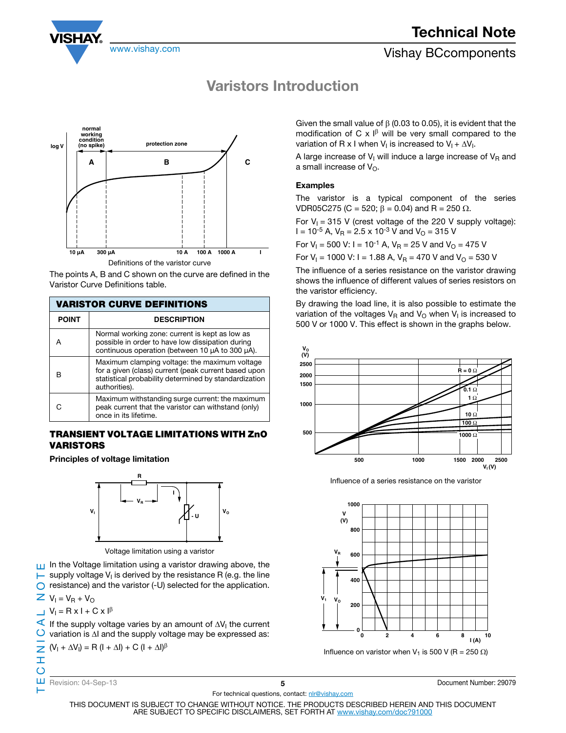# Varistors Introduction

Definitions of the varistor curve

The points A, B and C shown on the curve are defined in the Varistor Curve Definitions table.

| VARISTOR CURVE DEFINITIONS | |
|---|---|
| **POINT** | **DESCRIPTION** |
| A | Normal working zone: current is kept as low as possible in order to have low dissipation during continuous operation (between 10 µA to 300 µA). |
| B | Maximum clamping voltage: the maximum voltage for a given (class) current (peak current based upon statistical probability determined by standardization authorities). |
| C | Maximum withstanding surge current: the maximum peak current that the varistor can withstand (only) once in its lifetime. |

## TRANSIENT VOLTAGE LIMITATIONS WITH ZnO VARISTORS

### Principles of voltage limitation

Voltage limitation using a varistor

In the Voltage limitation using a varistor drawing above, the supply voltage $V_I$ is derived by the resistance R (e.g. the line resistance) and the varistor (-U) selected for the application.

$V_I = V_R + V_O$

$V_I = R \times I + C \times I^{\beta}$

If the supply voltage varies by an amount of $\Delta V_I$ the current variation is $\Delta I$ and the supply voltage may be expressed as:

$(V_I + \Delta V_I) = R\,(I + \Delta I) + C\,(I + \Delta I)^{\beta}$

Given the small value of $\beta$ (0.03 to 0.05), it is evident that the modification of $C \times I^{\beta}$ will be very small compared to the variation of R x I when $V_I$ is increased to $V_I + \Delta V_I$.

A large increase of $V_I$ will induce a large increase of $V_R$ and a small increase of $V_O$.

### Examples

The varistor is a typical component of the series VDR05C275 (C = 520; $\beta$ = 0.04) and R = 250 Ω.

For $V_I$ = 315 V (crest voltage of the 220 V supply voltage): I = $10^{-5}$ A, $V_R$ = 2.5 x $10^{-3}$ V and $V_O$ = 315 V

For $V_I$ = 500 V: I = $10^{-1}$ A, $V_R$ = 25 V and $V_O$ = 475 V

For $V_I$ = 1000 V: I = 1.88 A, $V_R$ = 470 V and $V_O$ = 530 V

The influence of a series resistance on the varistor drawing shows the influence of different values of series resistors on the varistor efficiency.

By drawing the load line, it is also possible to estimate the variation of the voltages $V_R$ and $V_O$ when $V_I$ is increased to 500 V or 1000 V. This effect is shown in the graphs below.

Influence of a series resistance on the varistor

Influence on varistor when $V_1$ is 500 V (R = 250 Ω)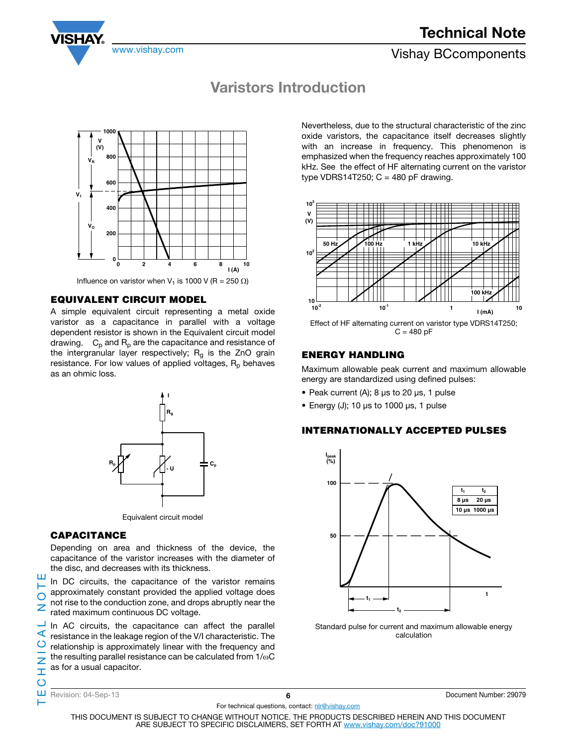## Varistors Introduction

Influence on varistor when $V_1$ is 1000 V (R = 250 Ω)

## EQUIVALENT CIRCUIT MODEL

A simple equivalent circuit representing a metal oxide varistor as a capacitance in parallel with a voltage dependent resistor is shown in the Equivalent circuit model drawing. $C_p$ and $R_p$ are the capacitance and resistance of the intergranular layer respectively; $R_g$ is the ZnO grain resistance. For low values of applied voltages, $R_p$ behaves as an ohmic loss.

Equivalent circuit model

## CAPACITANCE

Depending on area and thickness of the device, the capacitance of the varistor increases with the diameter of the disc, and decreases with its thickness.

In DC circuits, the capacitance of the varistor remains approximately constant provided the applied voltage does not rise to the conduction zone, and drops abruptly near the rated maximum continuous DC voltage.

In AC circuits, the capacitance can affect the parallel resistance in the leakage region of the V/I characteristic. The relationship is approximately linear with the frequency and the resulting parallel resistance can be calculated from $1/\omega C$ as for a usual capacitor.

Nevertheless, due to the structural characteristic of the zinc oxide varistors, the capacitance itself decreases slightly with an increase in frequency. This phenomenon is emphasized when the frequency reaches approximately 100 kHz. See the effect of HF alternating current on the varistor type VDRS14T250; C = 480 pF drawing.

Effect of HF alternating current on varistor type VDRS14T250; C = 480 pF

## ENERGY HANDLING

Maximum allowable peak current and maximum allowable energy are standardized using defined pulses:

- Peak current (A); 8 μs to 20 μs, 1 pulse
- Energy (J); 10 μs to 1000 μs, 1 pulse

## INTERNATIONALLY ACCEPTED PULSES

| $t_1$ | $t_2$ |
|---|---|
| 8 μs | 20 μs |
| 10 μs | 1000 μs |

Standard pulse for current and maximum allowable energy calculation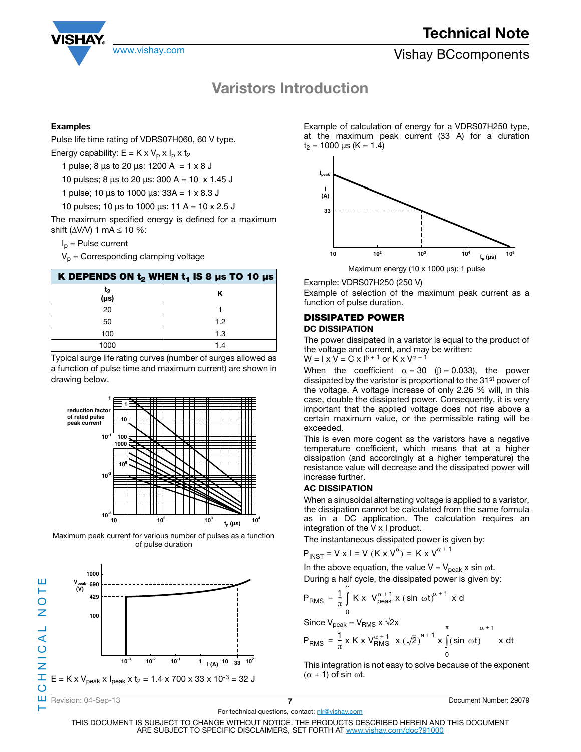# Varistors Introduction

**Examples**

Pulse life time rating of VDRS07H060, 60 V type.

Energy capability: $E = K \times V_p \times I_p \times t_2$

1 pulse; 8 µs to 20 µs: 1200 A = 1 x 8 J

10 pulses; 8 µs to 20 µs: 300 A = 10 x 1.45 J

1 pulse; 10 µs to 1000 µs: 33A = 1 x 8.3 J

10 pulses; 10 µs to 1000 µs: 11 A = 10 x 2.5 J

The maximum specified energy is defined for a maximum shift (ΔV/V) 1 mA ≤ 10 %:

$I_p$ = Pulse current

$V_p$ = Corresponding clamping voltage

| $t_2$ (µs) | K |
|---|---|
| 20 | 1 |
| 50 | 1.2 |
| 100 | 1.3 |
| 1000 | 1.4 |

Table: K DEPENDS ON $t_2$ WHEN $t_1$ IS 8 µs TO 10 µs

Typical surge life rating curves (number of surges allowed as a function of pulse time and maximum current) are shown in drawing below.

Maximum peak current for various number of pulses as a function of pulse duration

$E = K \times V_{peak} \times I_{peak} \times t_2 = 1.4 \times 700 \times 33 \times 10^{-3} = 32$ J

Example of calculation of energy for a VDRS07H250 type, at the maximum peak current (33 A) for a duration $t_2$ = 1000 µs (K = 1.4)

Maximum energy (10 x 1000 µs): 1 pulse

Example: VDRS07H250 (250 V)

Example of selection of the maximum peak current as a function of pulse duration.

## DISSIPATED POWER

### DC DISSIPATION

The power dissipated in a varistor is equal to the product of the voltage and current, and may be written:

$W = I \times V = C \times I^{\beta + 1}$ or $K \times V^{\alpha + 1}$

When the coefficient $\alpha = 30$ ($\beta = 0.033$), the power dissipated by the varistor is proportional to the 31st power of the voltage. A voltage increase of only 2.26 % will, in this case, double the dissipated power. Consequently, it is very important that the applied voltage does not rise above a certain maximum value, or the permissible rating will be exceeded.

This is even more cogent as the varistors have a negative temperature coefficient, which means that at a higher dissipation (and accordingly at a higher temperature) the resistance value will decrease and the dissipated power will increase further.

### AC DISSIPATION

When a sinusoidal alternating voltage is applied to a varistor, the dissipation cannot be calculated from the same formula as in a DC application. The calculation requires an integration of the V x I product.

The instantaneous dissipated power is given by:

$$P_{INST} = V \times I = V\,(K \times V^{\alpha}) = K \times V^{\alpha + 1}$$

In the above equation, the value $V = V_{peak} \times \sin \omega t$.

During a half cycle, the dissipated power is given by:

$$P_{RMS} = \frac{1}{\pi}\int_0^{\pi} K \times V_{peak}^{\alpha+1} \times (\sin \omega t)^{\alpha+1} \times d$$

Since $V_{peak} = V_{RMS} \times \sqrt{2}$x

$$P_{RMS} = \frac{1}{\pi} \times K \times V_{RMS}^{\alpha+1} \times (\sqrt{2})^{a+1} \times \int_0^{\pi} (\sin \omega t)^{\alpha+1} \times dt$$

This integration is not easy to solve because of the exponent $(\alpha + 1)$ of $\sin \omega t$.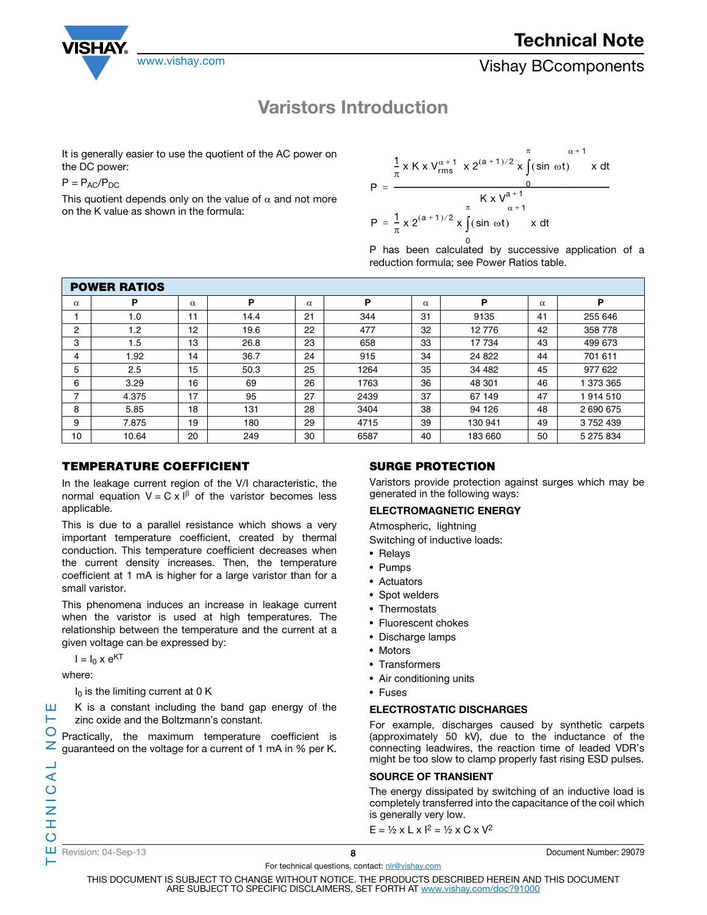# Varistors Introduction

It is generally easier to use the quotient of the AC power on the DC power:

$P = P_{AC}/P_{DC}$

This quotient depends only on the value of $\alpha$ and not more on the K value as shown in the formula:

$$P = \frac{\frac{1}{\pi} \times K \times V_{rms}^{\alpha+1} \times 2^{(a+1)/2} \times \int_0^{\pi} (\sin \omega t)^{\alpha+1} \times dt}{K \times V^{a+1}}$$

$$P = \frac{1}{\pi} \times 2^{(a+1)/2} \times \int_0^{\pi} (\sin \omega t)^{\alpha+1} \times dt$$

P has been calculated by successive application of a reduction formula; see Power Ratios table.

**POWER RATIOS**

| $\alpha$ | P | $\alpha$ | P | $\alpha$ | P | $\alpha$ | P | $\alpha$ | P |
|---|---|---|---|---|---|---|---|---|---|
| 1 | 1.0 | 11 | 14.4 | 21 | 344 | 31 | 9135 | 41 | 255 646 |
| 2 | 1.2 | 12 | 19.6 | 22 | 477 | 32 | 12 776 | 42 | 358 778 |
| 3 | 1.5 | 13 | 26.8 | 23 | 658 | 33 | 17 734 | 43 | 499 673 |
| 4 | 1.92 | 14 | 36.7 | 24 | 915 | 34 | 24 822 | 44 | 701 611 |
| 5 | 2.5 | 15 | 50.3 | 25 | 1264 | 35 | 34 482 | 45 | 977 622 |
| 6 | 3.29 | 16 | 69 | 26 | 1763 | 36 | 48 301 | 46 | 1 373 365 |
| 7 | 4.375 | 17 | 95 | 27 | 2439 | 37 | 67 149 | 47 | 1 914 510 |
| 8 | 5.85 | 18 | 131 | 28 | 3404 | 38 | 94 126 | 48 | 2 690 675 |
| 9 | 7.875 | 19 | 180 | 29 | 4715 | 39 | 130 941 | 49 | 3 752 439 |
| 10 | 10.64 | 20 | 249 | 30 | 6587 | 40 | 183 660 | 50 | 5 275 834 |

## TEMPERATURE COEFFICIENT

In the leakage current region of the V/I characteristic, the normal equation $V = C \times I^{\beta}$ of the varistor becomes less applicable.

This is due to a parallel resistance which shows a very important temperature coefficient, created by thermal conduction. This temperature coefficient decreases when the current density increases. Then, the temperature coefficient at 1 mA is higher for a large varistor than for a small varistor.

This phenomena induces an increase in leakage current when the varistor is used at high temperatures. The relationship between the temperature and the current at a given voltage can be expressed by:

$I = I_0 \times e^{KT}$

where:

$I_0$ is the limiting current at 0 K

K is a constant including the band gap energy of the zinc oxide and the Boltzmann's constant.

Practically, the maximum temperature coefficient is guaranteed on the voltage for a current of 1 mA in % per K.

## SURGE PROTECTION

Varistors provide protection against surges which may be generated in the following ways:

### ELECTROMAGNETIC ENERGY

Atmospheric, lightning

Switching of inductive loads:

- Relays
- Pumps
- Actuators
- Spot welders
- Thermostats
- Fluorescent chokes
- Discharge lamps
- Motors
- Transformers
- Air conditioning units
- Fuses

### ELECTROSTATIC DISCHARGES

For example, discharges caused by synthetic carpets (approximately 50 kV), due to the inductance of the connecting leadwires, the reaction time of leaded VDR's might be too slow to clamp properly fast rising ESD pulses.

### SOURCE OF TRANSIENT

The energy dissipated by switching of an inductive load is completely transferred into the capacitance of the coil which is generally very low.

$E = ½ \times L \times I^2 = ½ \times C \times V^2$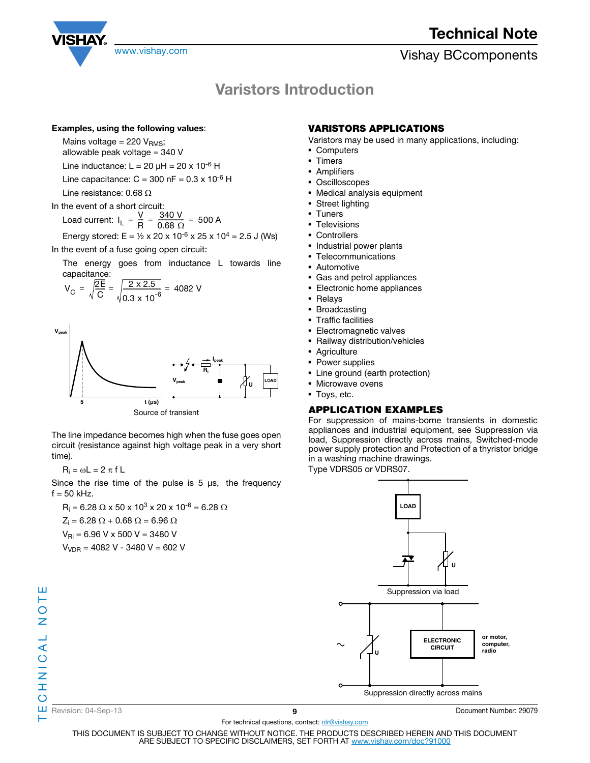**Examples, using the following values**:

Mains voltage = 220 $V_{RMS}$;
allowable peak voltage = 340 V

Line inductance: L = 20 μH = 20 x $10^{-6}$ H

Line capacitance: C = 300 nF = 0.3 x $10^{-6}$ H

Line resistance: 0.68 Ω

In the event of a short circuit:

Load current: $I_L = \frac{V}{R} = \frac{340\ V}{0.68\ \Omega} = 500\ A$

Energy stored: E = ½ x 20 x $10^{-6}$ x 25 x $10^4$ = 2.5 J (Ws)

In the event of a fuse going open circuit:

The energy goes from inductance L towards line capacitance:

$$V_C = \sqrt{\frac{2E}{C}} = \sqrt{\frac{2 \times 2.5}{0.3 \times 10^{-6}}} = 4082\ V$$

Source of transient

The line impedance becomes high when the fuse goes open circuit (resistance against high voltage peak in a very short time).

$R_i = \omega L = 2\ \pi\ f\ L$

Since the rise time of the pulse is 5 μs, the frequency f = 50 kHz.

$R_i$ = 6.28 Ω x 50 x $10^3$ x 20 x $10^{-6}$ = 6.28 Ω

$Z_i$ = 6.28 Ω + 0.68 Ω = 6.96 Ω

$V_{Ri}$ = 6.96 V x 500 V = 3480 V

$V_{VDR}$ = 4082 V - 3480 V = 602 V

## VARISTORS APPLICATIONS

Varistors may be used in many applications, including:

- Computers
- Timers
- Amplifiers
- Oscilloscopes
- Medical analysis equipment
- Street lighting
- Tuners
- Televisions
- Controllers
- Industrial power plants
- Telecommunications
- Automotive
- Gas and petrol appliances
- Electronic home appliances
- Relays
- Broadcasting
- Traffic facilities
- Electromagnetic valves
- Railway distribution/vehicles
- Agriculture
- Power supplies
- Line ground (earth protection)
- Microwave ovens
- Toys, etc.

## APPLICATION EXAMPLES

For suppression of mains-borne transients in domestic appliances and industrial equipment, see Suppression via load, Suppression directly across mains, Switched-mode power supply protection and Protection of a thyristor bridge in a washing machine drawings.
Type VDRS05 or VDRS07.

Suppression via load

Suppression directly across mains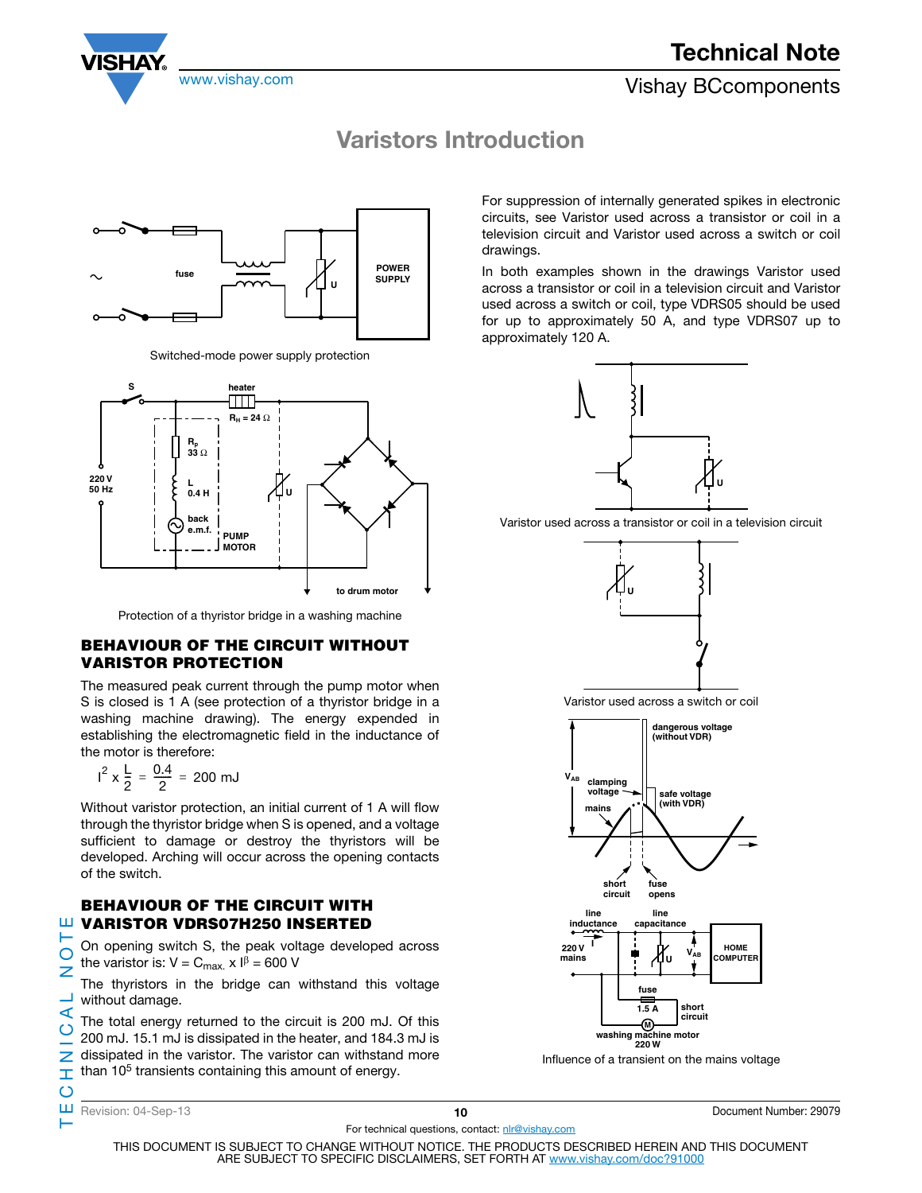# Varistors Introduction

Switched-mode power supply protection

Protection of a thyristor bridge in a washing machine

## BEHAVIOUR OF THE CIRCUIT WITHOUT VARISTOR PROTECTION

The measured peak current through the pump motor when S is closed is 1 A (see protection of a thyristor bridge in a washing machine drawing). The energy expended in establishing the electromagnetic field in the inductance of the motor is therefore:

$$I^2 \times \frac{L}{2} = \frac{0.4}{2} = 200 \text{ mJ}$$

Without varistor protection, an initial current of 1 A will flow through the thyristor bridge when S is opened, and a voltage sufficient to damage or destroy the thyristors will be developed. Arching will occur across the opening contacts of the switch.

## BEHAVIOUR OF THE CIRCUIT WITH VARISTOR VDRS07H250 INSERTED

On opening switch S, the peak voltage developed across the varistor is: $V = C_{max.} \times I^{\beta} = 600$ V

The thyristors in the bridge can withstand this voltage without damage.

The total energy returned to the circuit is 200 mJ. Of this 200 mJ. 15.1 mJ is dissipated in the heater, and 184.3 mJ is dissipated in the varistor. The varistor can withstand more than $10^5$ transients containing this amount of energy.

For suppression of internally generated spikes in electronic circuits, see Varistor used across a transistor or coil in a television circuit and Varistor used across a switch or coil drawings.

In both examples shown in the drawings Varistor used across a transistor or coil in a television circuit and Varistor used across a switch or coil, type VDRS05 should be used for up to approximately 50 A, and type VDRS07 up to approximately 120 A.

Varistor used across a transistor or coil in a television circuit

Varistor used across a switch or coil

Influence of a transient on the mains voltage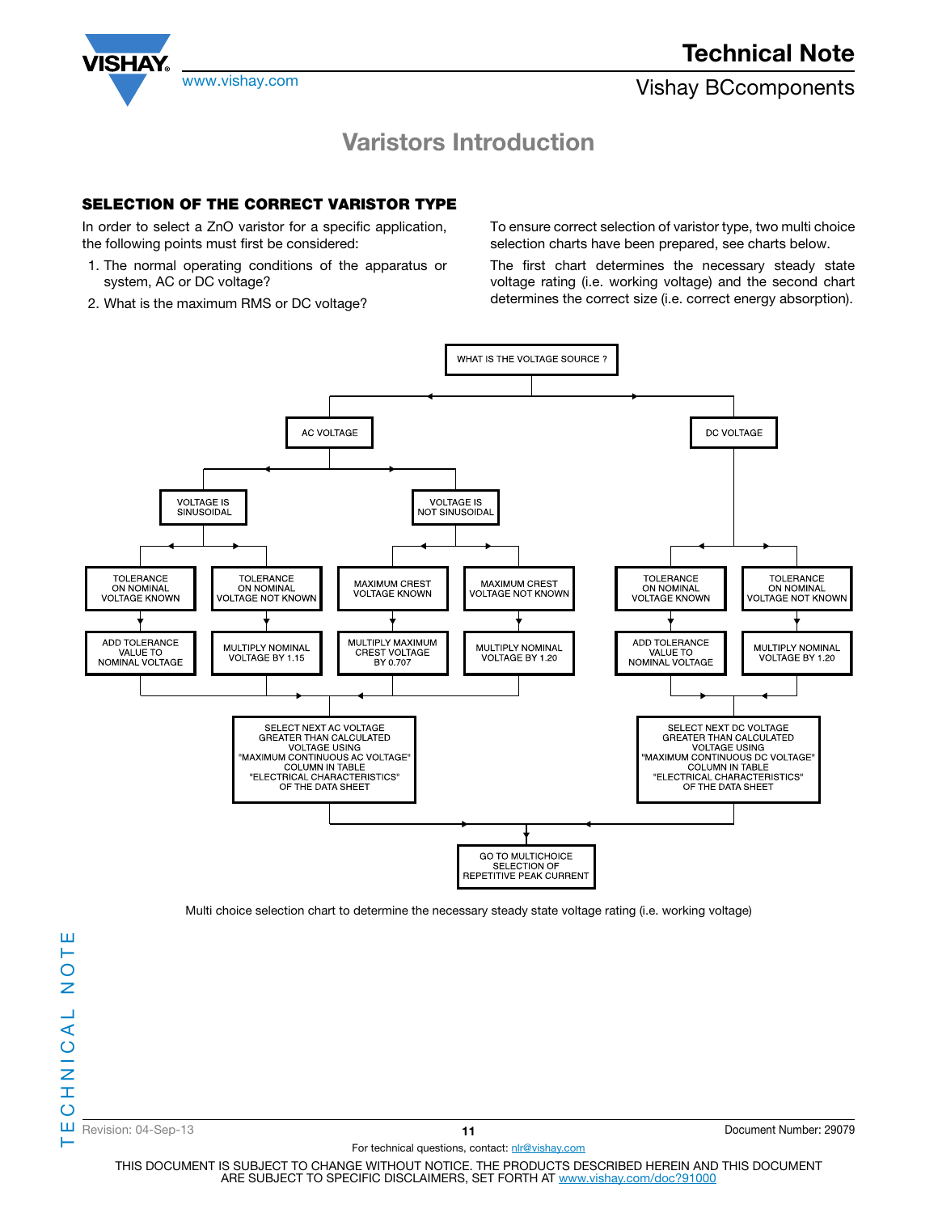# Varistors Introduction

## SELECTION OF THE CORRECT VARISTOR TYPE

In order to select a ZnO varistor for a specific application, the following points must first be considered:

1. The normal operating conditions of the apparatus or system, AC or DC voltage?
2. What is the maximum RMS or DC voltage?

To ensure correct selection of varistor type, two multi choice selection charts have been prepared, see charts below.

The first chart determines the necessary steady state voltage rating (i.e. working voltage) and the second chart determines the correct size (i.e. correct energy absorption).

WHAT IS THE VOLTAGE SOURCE ?

- AC VOLTAGE
  - VOLTAGE IS SINUSOIDAL
    - TOLERANCE ON NOMINAL VOLTAGE KNOWN → ADD TOLERANCE VALUE TO NOMINAL VOLTAGE
    - TOLERANCE ON NOMINAL VOLTAGE NOT KNOWN → MULTIPLY NOMINAL VOLTAGE BY 1.15
  - VOLTAGE IS NOT SINUSOIDAL
    - MAXIMUM CREST VOLTAGE KNOWN → MULTIPLY MAXIMUM CREST VOLTAGE BY 0.707
    - MAXIMUM CREST VOLTAGE NOT KNOWN → MULTIPLY NOMINAL VOLTAGE BY 1.20
  - → SELECT NEXT AC VOLTAGE GREATER THAN CALCULATED VOLTAGE USING "MAXIMUM CONTINUOUS AC VOLTAGE" COLUMN IN TABLE "ELECTRICAL CHARACTERISTICS" OF THE DATA SHEET
- DC VOLTAGE
  - TOLERANCE ON NOMINAL VOLTAGE KNOWN → ADD TOLERANCE VALUE TO NOMINAL VOLTAGE
  - TOLERANCE ON NOMINAL VOLTAGE NOT KNOWN → MULTIPLY NOMINAL VOLTAGE BY 1.20
  - → SELECT NEXT DC VOLTAGE GREATER THAN CALCULATED VOLTAGE USING "MAXIMUM CONTINUOUS DC VOLTAGE" COLUMN IN TABLE "ELECTRICAL CHARACTERISTICS" OF THE DATA SHEET

→ GO TO MULTICHOICE SELECTION OF REPETITIVE PEAK CURRENT

Multi choice selection chart to determine the necessary steady state voltage rating (i.e. working voltage)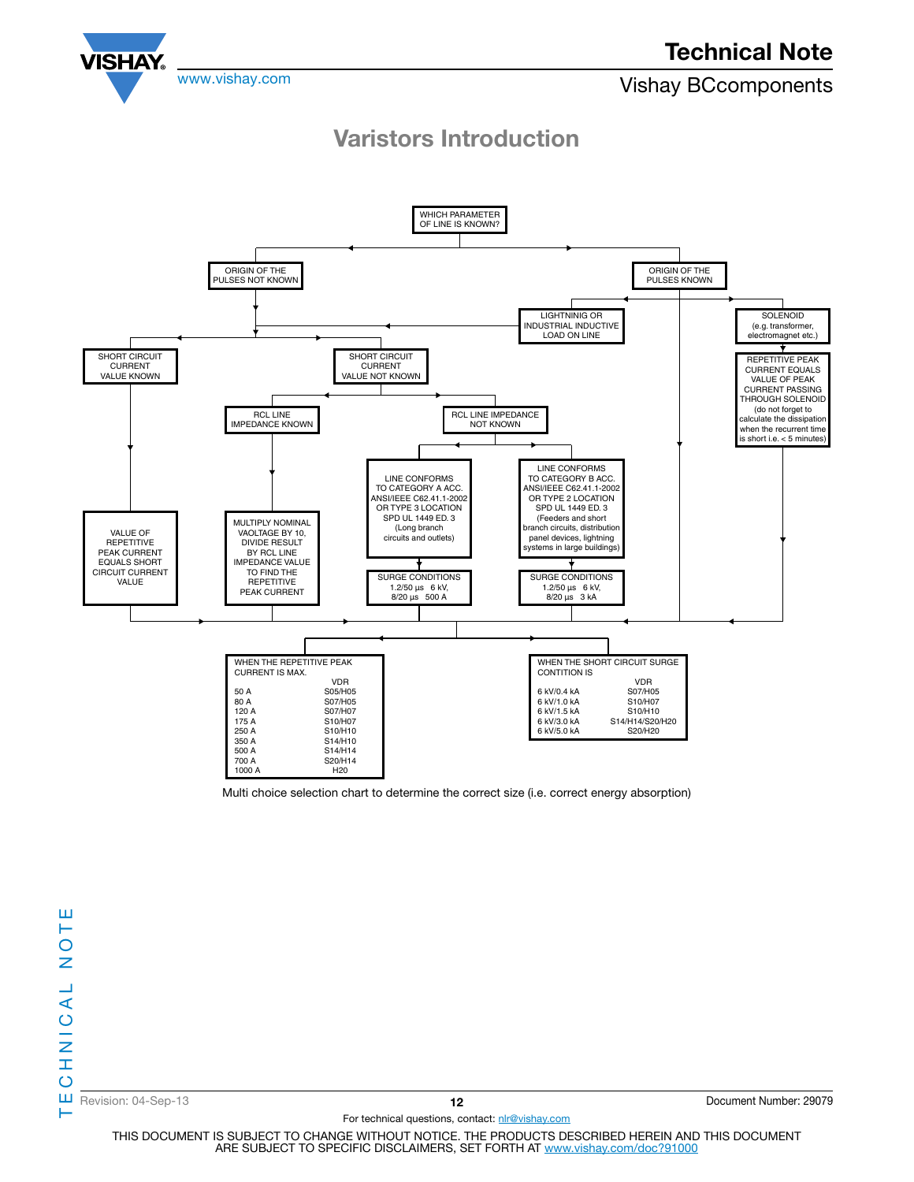# Varistors Introduction

WHICH PARAMETER OF LINE IS KNOWN?

ORIGIN OF THE PULSES NOT KNOWN

ORIGIN OF THE PULSES KNOWN

LIGHTNINIG OR INDUSTRIAL INDUCTIVE LOAD ON LINE

SOLENOID (e.g. transformer, electromagnet etc.)

SHORT CIRCUIT CURRENT VALUE KNOWN

SHORT CIRCUIT CURRENT VALUE NOT KNOWN

REPETITIVE PEAK CURRENT EQUALS VALUE OF PEAK CURRENT PASSING THROUGH SOLENOID (do not forget to calculate the dissipation when the recurrent time is short i.e. < 5 minutes)

RCL LINE IMPEDANCE KNOWN

RCL LINE IMPEDANCE NOT KNOWN

LINE CONFORMS TO CATEGORY A ACC. ANSI/IEEE C62.41.1-2002 OR TYPE 3 LOCATION SPD UL 1449 ED. 3 (Long branch circuits and outlets)

LINE CONFORMS TO CATEGORY B ACC. ANSI/IEEE C62.41.1-2002 OR TYPE 2 LOCATION SPD UL 1449 ED. 3 (Feeders and short branch circuits, distribution panel devices, lightning systems in large buildings)

VALUE OF REPETITIVE PEAK CURRENT EQUALS SHORT CIRCUIT CURRENT VALUE

MULTIPLY NOMINAL VAOLTAGE BY 10, DIVIDE RESULT BY RCL LINE IMPEDANCE VALUE TO FIND THE REPETITIVE PEAK CURRENT

SURGE CONDITIONS 1.2/50 µs 6 kV, 8/20 µs 500 A

SURGE CONDITIONS 1.2/50 µs 6 kV, 8/20 µs 3 kA

WHEN THE REPETITIVE PEAK CURRENT IS MAX.

| | VDR |
|---|---|
| 50 A | S05/H05 |
| 80 A | S07/H05 |
| 120 A | S07/H07 |
| 175 A | S10/H07 |
| 250 A | S10/H10 |
| 350 A | S14/H10 |
| 500 A | S14/H14 |
| 700 A | S20/H14 |
| 1000 A | H20 |

WHEN THE SHORT CIRCUIT SURGE CONTITION IS

| | VDR |
|---|---|
| 6 kV/0.4 kA | S07/H05 |
| 6 kV/1.0 kA | S10/H07 |
| 6 kV/1.5 kA | S10/H10 |
| 6 kV/3.0 kA | S14/H14/S20/H20 |
| 6 kV/5.0 kA | S20/H20 |

Multi choice selection chart to determine the correct size (i.e. correct energy absorption)